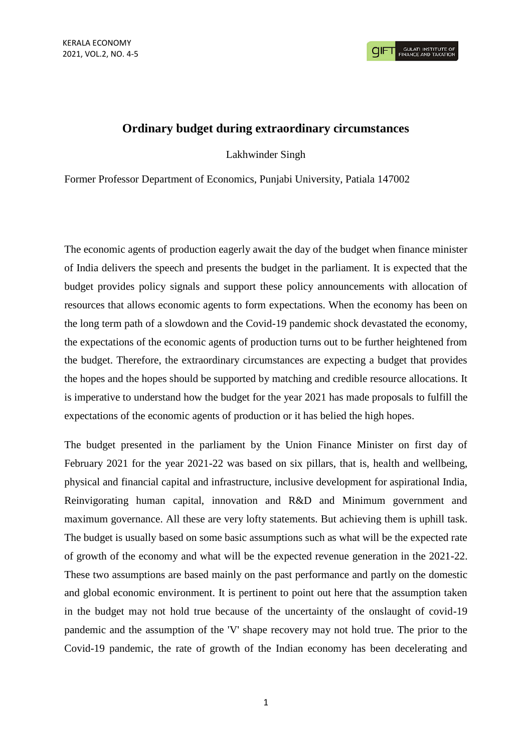# Ordinary budget during extraordinary circumstances

Lakhwinder Singh

Former Professor Department of Economics, Punjabi University, Patiala 147002

The economic agents of production eagerly await the day of the budget when finance minister of India delivers the speech and presents the budget in the parliament. It is expected that the budget provides policy signals and support these policy announcements with allocation of resources that allows economic agents to form expectations. When the economy has been on the long term path of a slowdown and the Covid-19 pandemic shock devastated the economy, the expectations of the economic agents of production turns out to be further heightened from the budget. Therefore, the extraordinary circumstances are expecting a budget that provides the hopes and the hopes should be supported by matching and credible resource allocations. It is imperative to understand how the budget for the year 2021 has made proposals to fulfill the expectations of the economic agents of production or it has belied the high hopes.

The budget presented in the parliament by the Union Finance Minister on first day of February 2021 for the year 2021-22 was based on six pillars, that is, health and wellbeing, physical and financial capital and infrastructure, inclusive development for aspirational India, Reinvigorating human capital, innovation and R&D and Minimum government and maximum governance. All these are very lofty statements. But achieving them is uphill task. The budget is usually based on some basic assumptions such as what will be the expected rate of growth of the economy and what will be the expected revenue generation in the 2021-22. These two assumptions are based mainly on the past performance and partly on the domestic and global economic environment. It is pertinent to point out here that the assumption taken in the budget may not hold true because of the uncertainty of the onslaught of covid-19 pandemic and the assumption of the 'V' shape recovery may not hold true. The prior to the Covid-19 pandemic, the rate of growth of the Indian economy has been decelerating and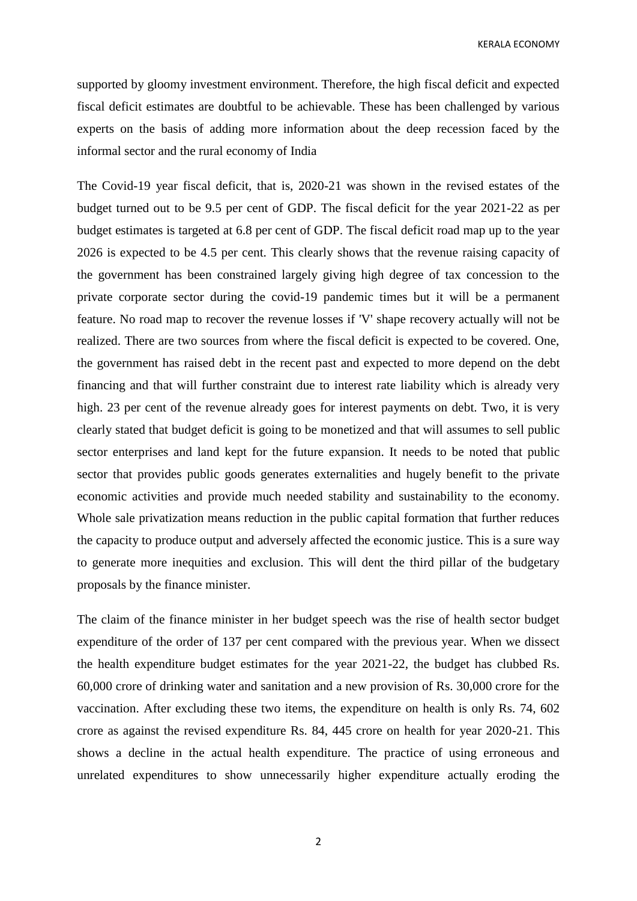supported by gloomy investment environment. Therefore, the high fiscal deficit and expected fiscal deficit estimates are doubtful to be achievable. These has been challenged by various experts on the basis of adding more information about the deep recession faced by the informal sector and the rural economy of India

The Covid-19 year fiscal deficit, that is, 2020-21 was shown in the revised estates of the budget turned out to be 9.5 per cent of GDP. The fiscal deficit for the year 2021-22 as per budget estimates is targeted at 6.8 per cent of GDP. The fiscal deficit road map up to the year 2026 is expected to be 4.5 per cent. This clearly shows that the revenue raising capacity of the government has been constrained largely giving high degree of tax concession to the private corporate sector during the covid-19 pandemic times but it will be a permanent feature. No road map to recover the revenue losses if 'V' shape recovery actually will not be realized. There are two sources from where the fiscal deficit is expected to be covered. One, the government has raised debt in the recent past and expected to more depend on the debt financing and that will further constraint due to interest rate liability which is already very high. 23 per cent of the revenue already goes for interest payments on debt. Two, it is very clearly stated that budget deficit is going to be monetized and that will assumes to sell public sector enterprises and land kept for the future expansion. It needs to be noted that public sector that provides public goods generates externalities and hugely benefit to the private economic activities and provide much needed stability and sustainability to the economy. Whole sale privatization means reduction in the public capital formation that further reduces the capacity to produce output and adversely affected the economic justice. This is a sure way to generate more inequities and exclusion. This will dent the third pillar of the budgetary proposals by the finance minister.

The claim of the finance minister in her budget speech was the rise of health sector budget expenditure of the order of 137 per cent compared with the previous year. When we dissect the health expenditure budget estimates for the year 2021-22, the budget has clubbed Rs. 60,000 crore of drinking water and sanitation and a new provision of Rs. 30,000 crore for the vaccination. After excluding these two items, the expenditure on health is only Rs. 74, 602 crore as against the revised expenditure Rs. 84, 445 crore on health for year 2020-21. This shows a decline in the actual health expenditure. The practice of using erroneous and unrelated expenditures to show unnecessarily higher expenditure actually eroding the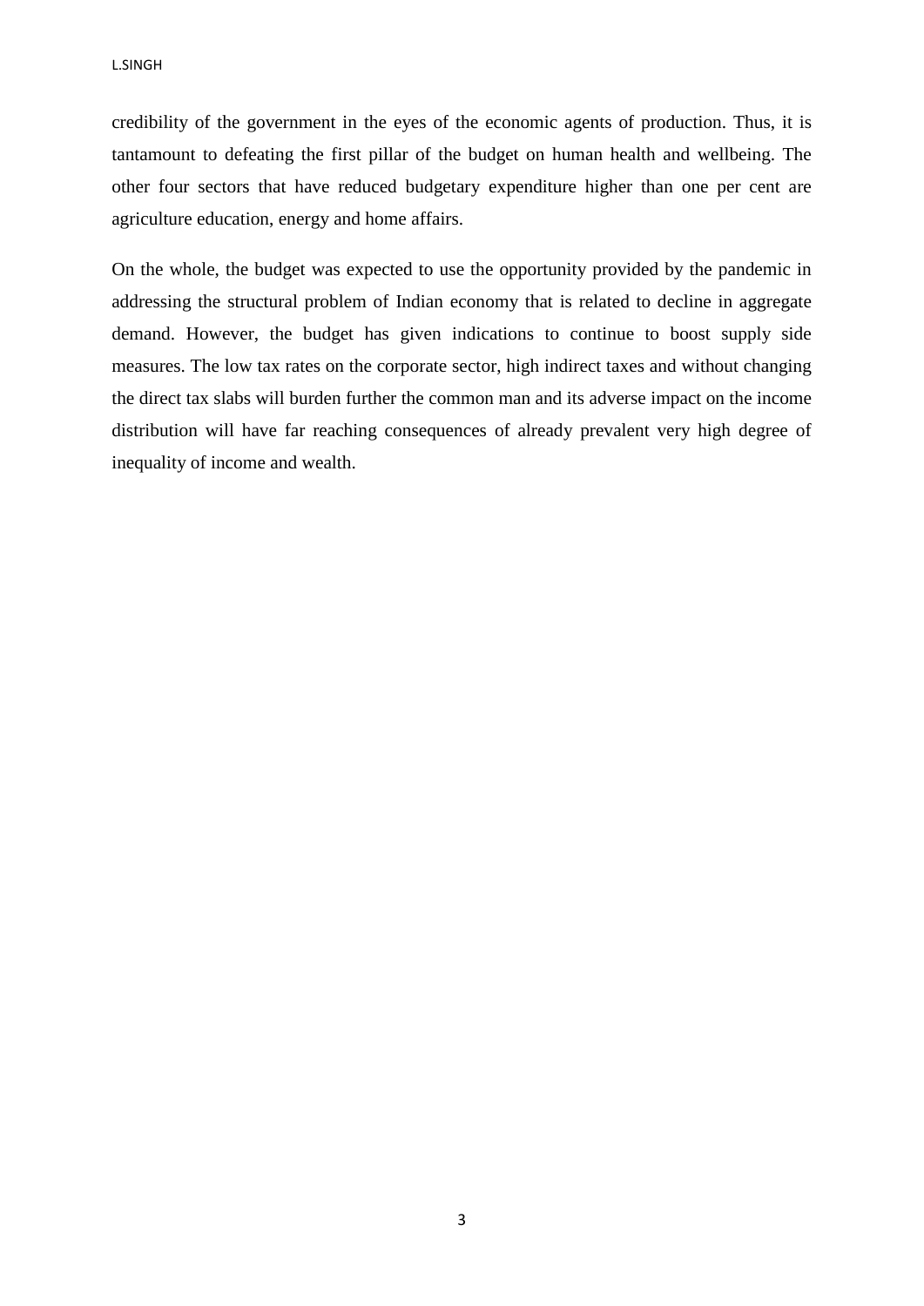credibility of the government in the eyes of the economic agents of production. Thus, it is tantamount to defeating the first pillar of the budget on human health and wellbeing. The other four sectors that have reduced budgetary expenditure higher than one per cent are agriculture education, energy and home affairs.

On the whole, the budget was expected to use the opportunity provided by the pandemic in addressing the structural problem of Indian economy that is related to decline in aggregate demand. However, the budget has given indications to continue to boost supply side measures. The low tax rates on the corporate sector, high indirect taxes and without changing the direct tax slabs will burden further the common man and its adverse impact on the income distribution will have far reaching consequences of already prevalent very high degree of inequality of income and wealth.